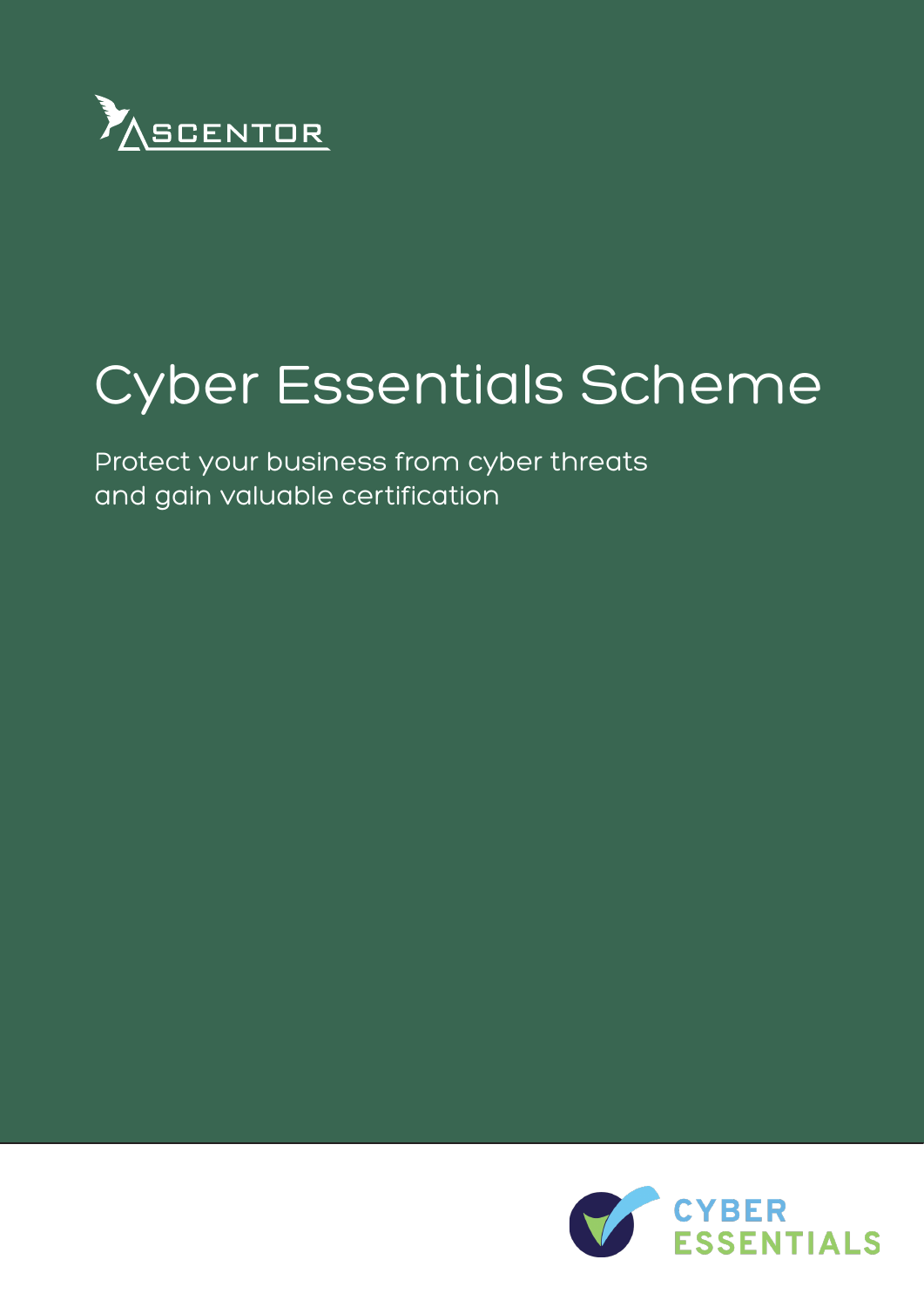ASCENTOR

# Cyber Essentials Scheme

Protect your business from cyber threats and gain valuable certification

CYBER ESSENTIALS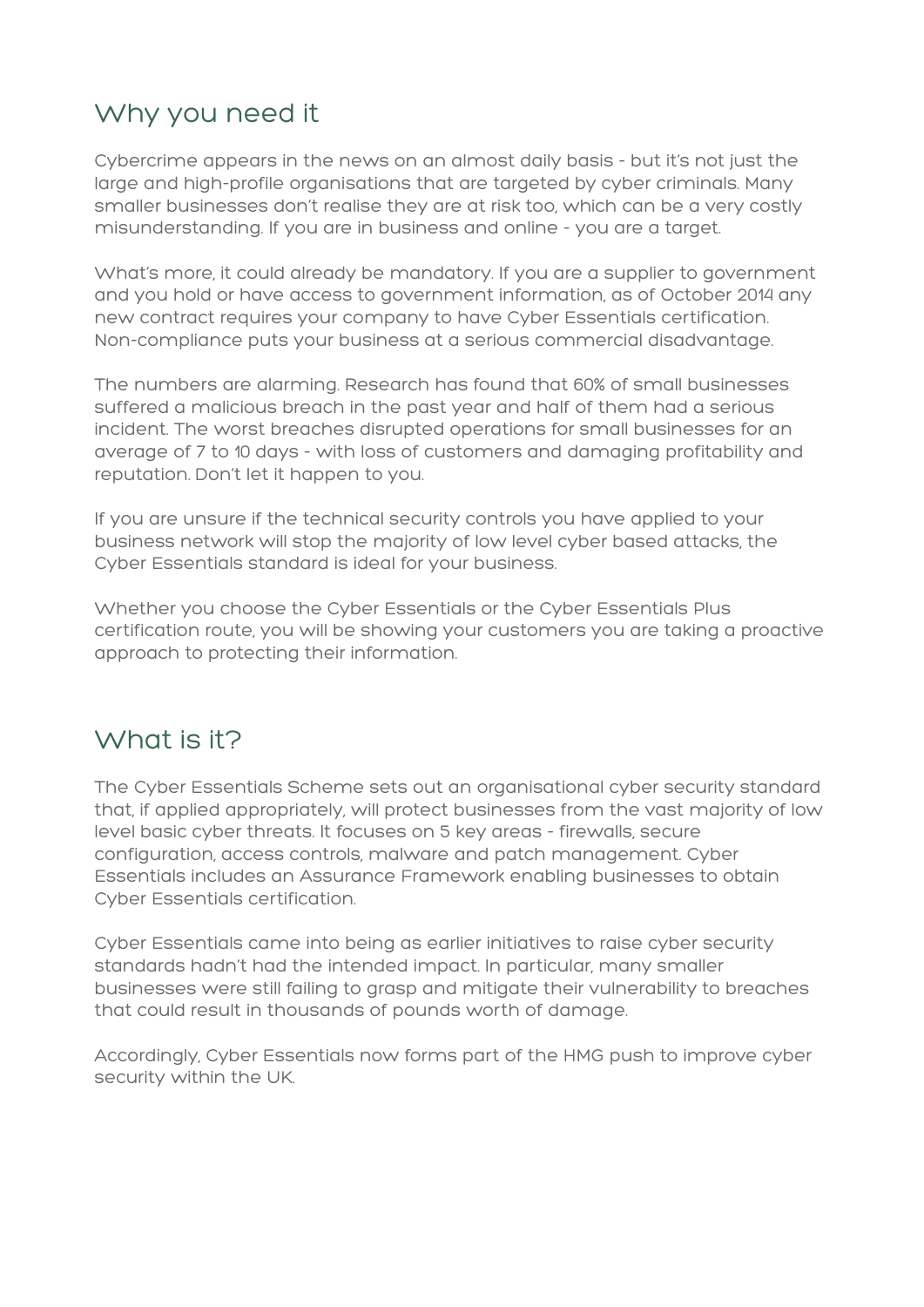## Why you need it

Cybercrime appears in the news on an almost daily basis - but it's not just the large and high-profile organisations that are targeted by cyber criminals. Many smaller businesses don't realise they are at risk too, which can be a very costly misunderstanding. If you are in business and online - you are a target.

What's more, it could already be mandatory. If you are a supplier to government and you hold or have access to government information, as of October 2014 any new contract requires your company to have Cyber Essentials certification. Non-compliance puts your business at a serious commercial disadvantage.

The numbers are alarming. Research has found that 60% of small businesses suffered a malicious breach in the past year and half of them had a serious incident. The worst breaches disrupted operations for small businesses for an average of 7 to 10 days - with loss of customers and damaging profitability and reputation. Don't let it happen to you.

If you are unsure if the technical security controls you have applied to your business network will stop the majority of low level cyber based attacks, the Cyber Essentials standard is ideal for your business.

Whether you choose the Cyber Essentials or the Cyber Essentials Plus certification route, you will be showing your customers you are taking a proactive approach to protecting their information.

## What is it?

The Cyber Essentials Scheme sets out an organisational cyber security standard that, if applied appropriately, will protect businesses from the vast majority of low level basic cyber threats. It focuses on 5 key areas - firewalls, secure configuration, access controls, malware and patch management. Cyber Essentials includes an Assurance Framework enabling businesses to obtain Cyber Essentials certification.

Cyber Essentials came into being as earlier initiatives to raise cyber security standards hadn't had the intended impact. In particular, many smaller businesses were still failing to grasp and mitigate their vulnerability to breaches that could result in thousands of pounds worth of damage.

Accordingly, Cyber Essentials now forms part of the HMG push to improve cyber security within the UK.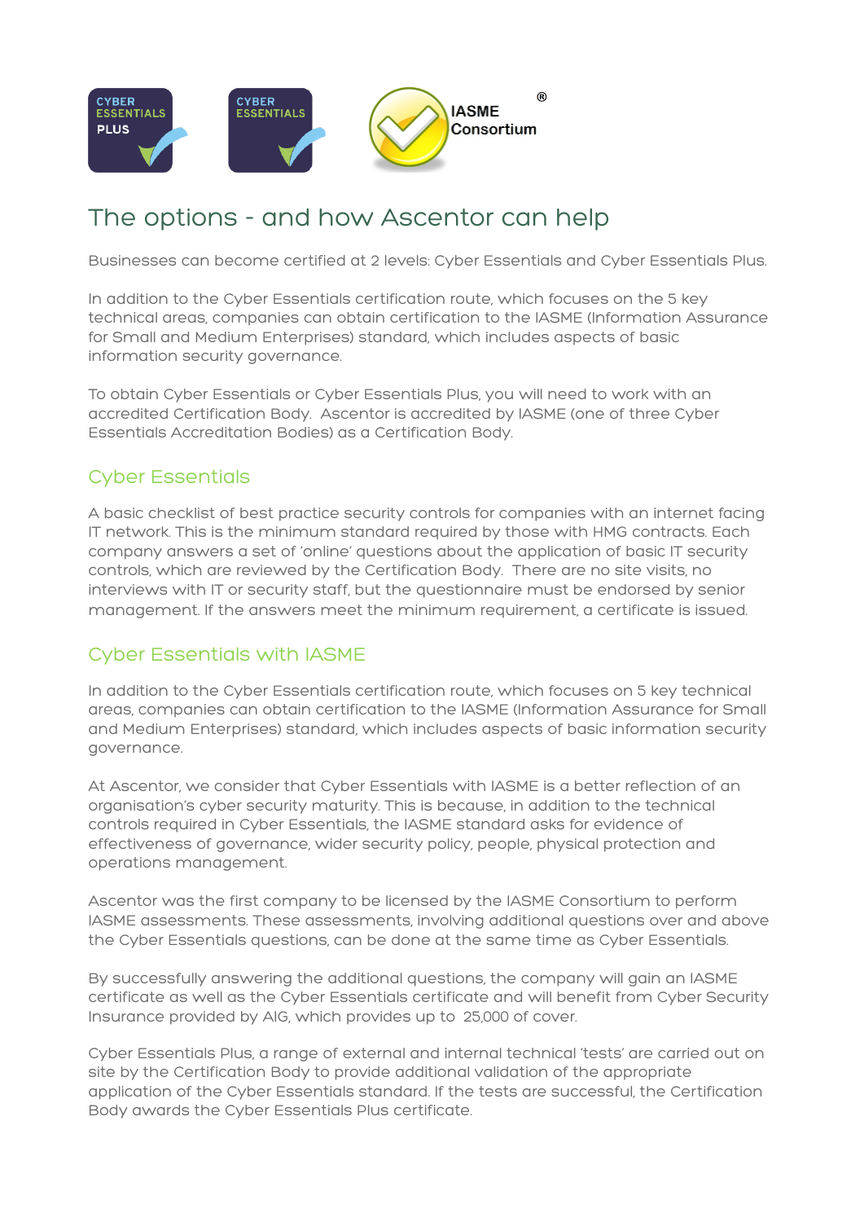# The options - and how Ascentor can help

Businesses can become certified at 2 levels: Cyber Essentials and Cyber Essentials Plus.

In addition to the Cyber Essentials certification route, which focuses on the 5 key technical areas, companies can obtain certification to the IASME (Information Assurance for Small and Medium Enterprises) standard, which includes aspects of basic information security governance.

To obtain Cyber Essentials or Cyber Essentials Plus, you will need to work with an accredited Certification Body. Ascentor is accredited by IASME (one of three Cyber Essentials Accreditation Bodies) as a Certification Body.

## Cyber Essentials

A basic checklist of best practice security controls for companies with an internet facing IT network. This is the minimum standard required by those with HMG contracts. Each company answers a set of 'online' questions about the application of basic IT security controls, which are reviewed by the Certification Body. There are no site visits, no interviews with IT or security staff, but the questionnaire must be endorsed by senior management. If the answers meet the minimum requirement, a certificate is issued.

## Cyber Essentials with IASME

In addition to the Cyber Essentials certification route, which focuses on 5 key technical areas, companies can obtain certification to the IASME (Information Assurance for Small and Medium Enterprises) standard, which includes aspects of basic information security governance.

At Ascentor, we consider that Cyber Essentials with IASME is a better reflection of an organisation's cyber security maturity. This is because, in addition to the technical controls required in Cyber Essentials, the IASME standard asks for evidence of effectiveness of governance, wider security policy, people, physical protection and operations management.

Ascentor was the first company to be licensed by the IASME Consortium to perform IASME assessments. These assessments, involving additional questions over and above the Cyber Essentials questions, can be done at the same time as Cyber Essentials.

By successfully answering the additional questions, the company will gain an IASME certificate as well as the Cyber Essentials certificate and will benefit from Cyber Security Insurance provided by AIG, which provides up to 25,000 of cover.

Cyber Essentials Plus, a range of external and internal technical 'tests' are carried out on site by the Certification Body to provide additional validation of the appropriate application of the Cyber Essentials standard. If the tests are successful, the Certification Body awards the Cyber Essentials Plus certificate.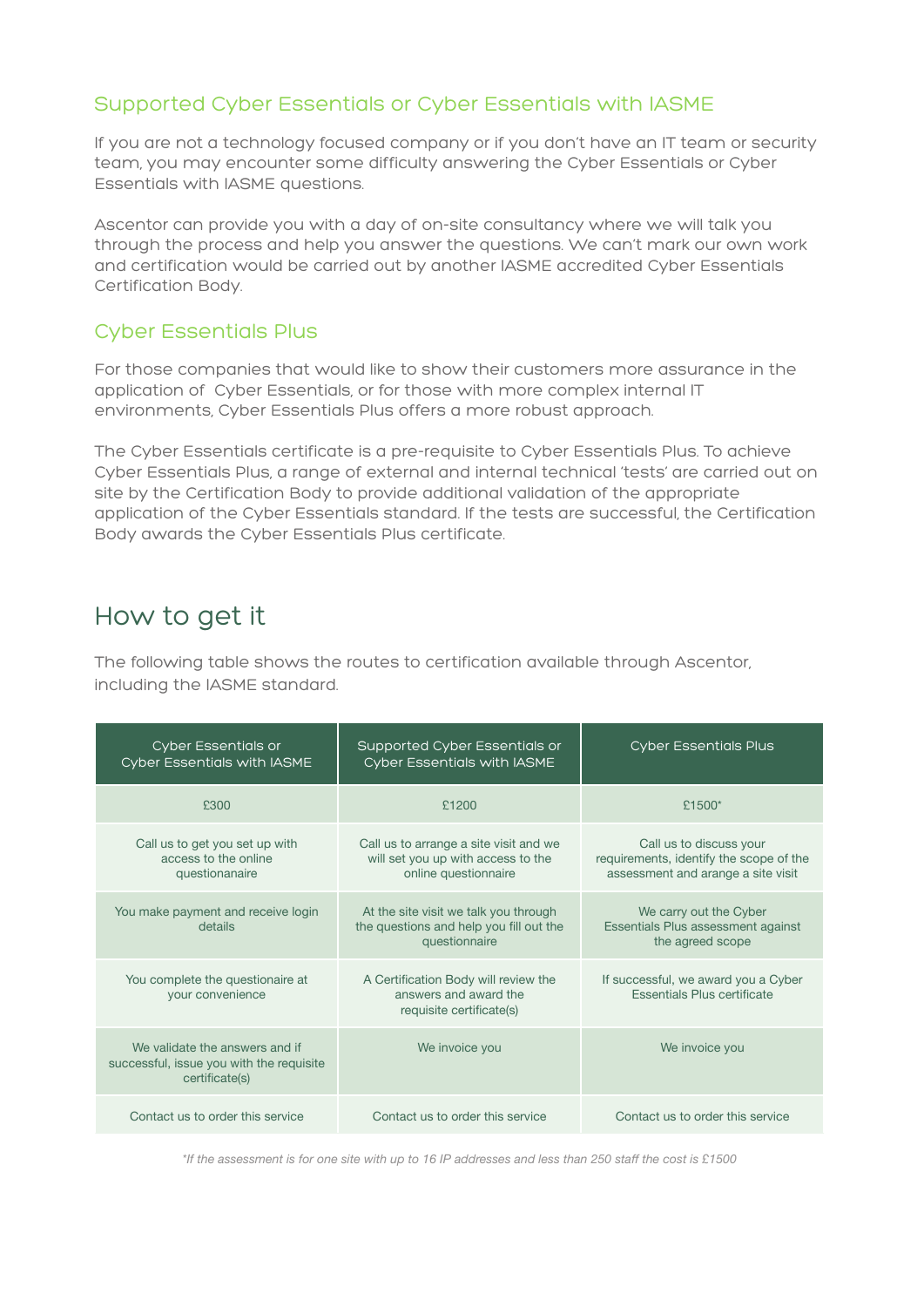### Supported Cyber Essentials or Cyber Essentials with IASME

If you are not a technology focused company or if you don't have an IT team or security team, you may encounter some difficulty answering the Cyber Essentials or Cyber Essentials with IASME questions.

Ascentor can provide you with a day of on-site consultancy where we will talk you through the process and help you answer the questions. We can't mark our own work and certification would be carried out by another IASME accredited Cyber Essentials Certification Body.

### Cyber Essentials Plus

For those companies that would like to show their customers more assurance in the application of Cyber Essentials, or for those with more complex internal IT environments, Cyber Essentials Plus offers a more robust approach.

The Cyber Essentials certificate is a pre-requisite to Cyber Essentials Plus. To achieve Cyber Essentials Plus, a range of external and internal technical 'tests' are carried out on site by the Certification Body to provide additional validation of the appropriate application of the Cyber Essentials standard. If the tests are successful, the Certification Body awards the Cyber Essentials Plus certificate.

## How to get it

The following table shows the routes to certification available through Ascentor, including the IASME standard.

| Cyber Essentials or Cyber Essentials with IASME | Supported Cyber Essentials or Cyber Essentials with IASME | Cyber Essentials Plus |
|---|---|---|
| £300 | £1200 | £1500* |
| Call us to get you set up with access to the online questionanaire | Call us to arrange a site visit and we will set you up with access to the online questionnaire | Call us to discuss your requirements, identify the scope of the assessment and arrange a site visit |
| You make payment and receive login details | At the site visit we talk you through the questions and help you fill out the questionnaire | We carry out the Cyber Essentials Plus assessment against the agreed scope |
| You complete the questionaire at your convenience | A Certification Body will review the answers and award the requisite certificate(s) | If successful, we award you a Cyber Essentials Plus certificate |
| We validate the answers and if successful, issue you with the requisite certificate(s) | We invoice you | We invoice you |
| Contact us to order this service | Contact us to order this service | Contact us to order this service |

*If the assessment is for one site with up to 16 IP addresses and less than 250 staff the cost is £1500*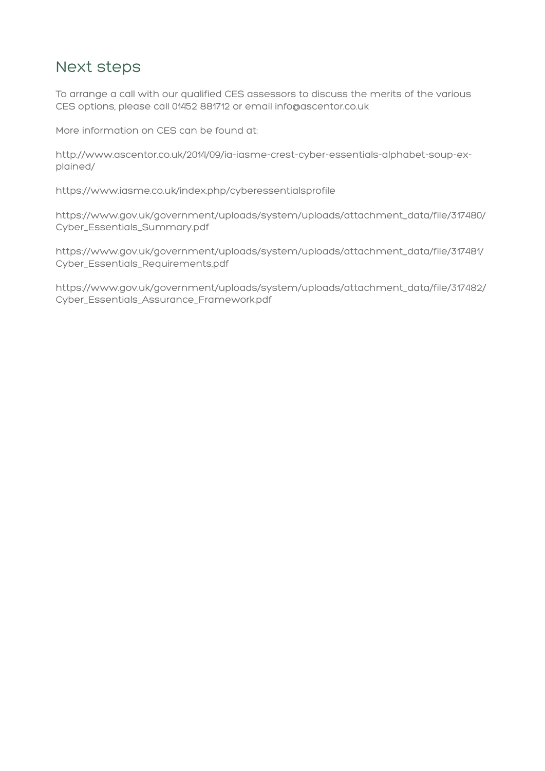## Next steps

To arrange a call with our qualified CES assessors to discuss the merits of the various CES options, please call 01452 881712 or email info@ascentor.co.uk

More information on CES can be found at:

http://www.ascentor.co.uk/2014/09/ia-iasme-crest-cyber-essentials-alphabet-soup-explained/

https://www.iasme.co.uk/index.php/cyberessentialsprofile

https://www.gov.uk/government/uploads/system/uploads/attachment_data/file/317480/Cyber_Essentials_Summary.pdf

https://www.gov.uk/government/uploads/system/uploads/attachment_data/file/317481/Cyber_Essentials_Requirements.pdf

https://www.gov.uk/government/uploads/system/uploads/attachment_data/file/317482/Cyber_Essentials_Assurance_Framework.pdf